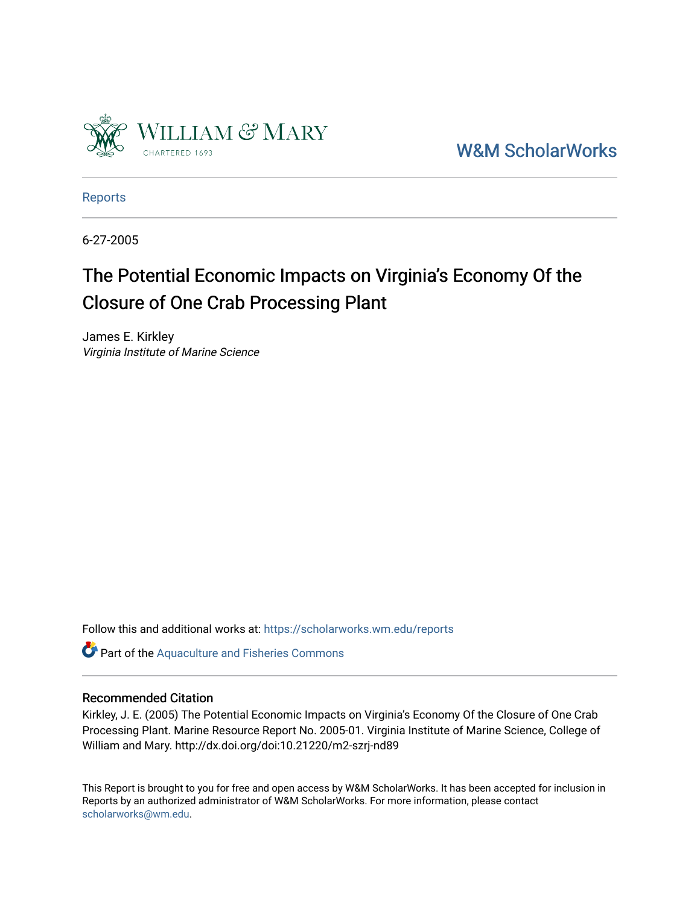William & Mary

CHARTERED 1693

W&M ScholarWorks

Reports

6-27-2005

# The Potential Economic Impacts on Virginia's Economy Of the Closure of One Crab Processing Plant

James E. Kirkley
*Virginia Institute of Marine Science*

Follow this and additional works at: https://scholarworks.wm.edu/reports

Part of the Aquaculture and Fisheries Commons

## Recommended Citation

Kirkley, J. E. (2005) The Potential Economic Impacts on Virginia's Economy Of the Closure of One Crab Processing Plant. Marine Resource Report No. 2005-01. Virginia Institute of Marine Science, College of William and Mary. http://dx.doi.org/doi:10.21220/m2-szrj-nd89

This Report is brought to you for free and open access by W&M ScholarWorks. It has been accepted for inclusion in Reports by an authorized administrator of W&M ScholarWorks. For more information, please contact scholarworks@wm.edu.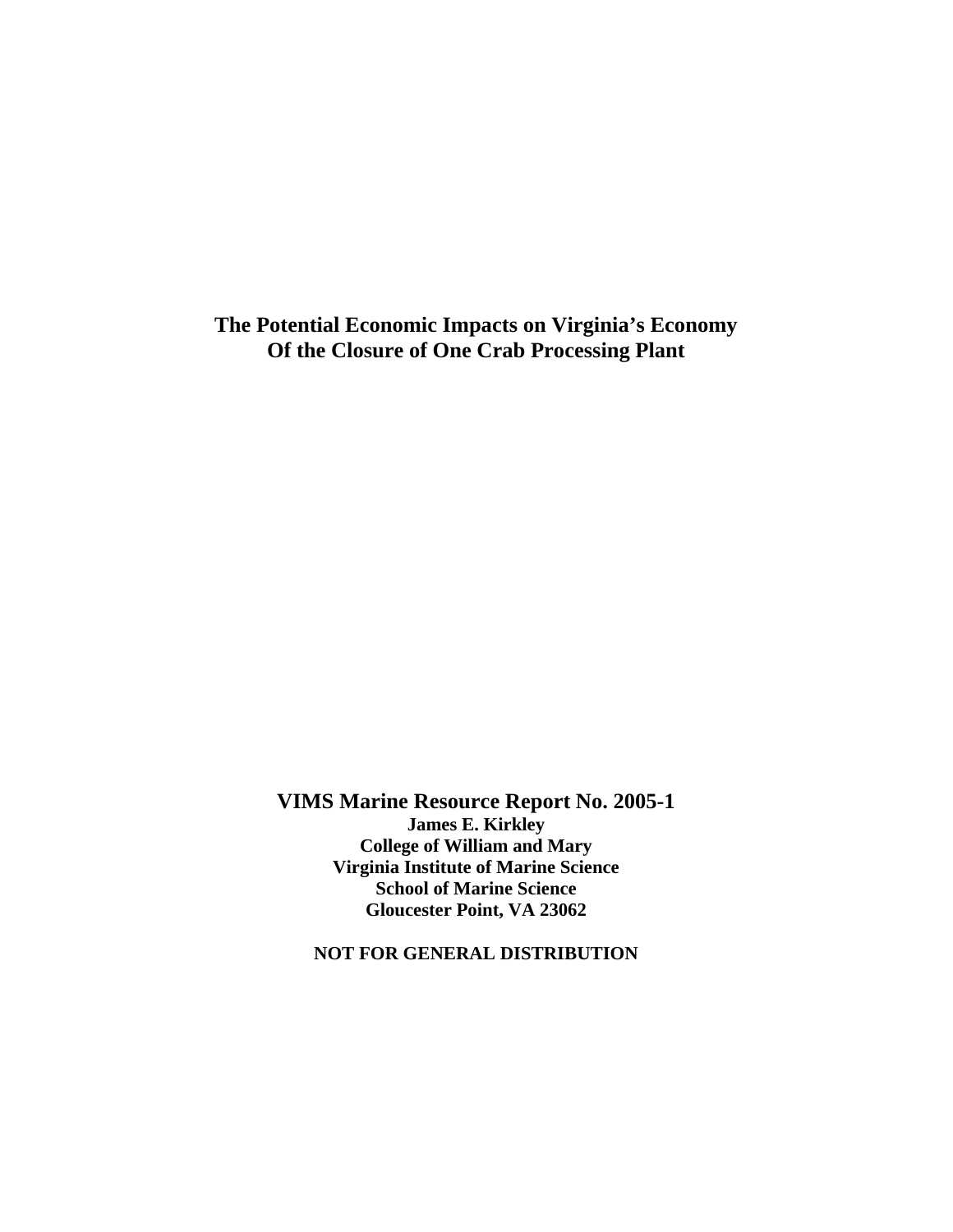# The Potential Economic Impacts on Virginia's Economy Of the Closure of One Crab Processing Plant

**VIMS Marine Resource Report No. 2005-1**

**James E. Kirkley**
**College of William and Mary**
**Virginia Institute of Marine Science**
**School of Marine Science**
**Gloucester Point, VA 23062**

**NOT FOR GENERAL DISTRIBUTION**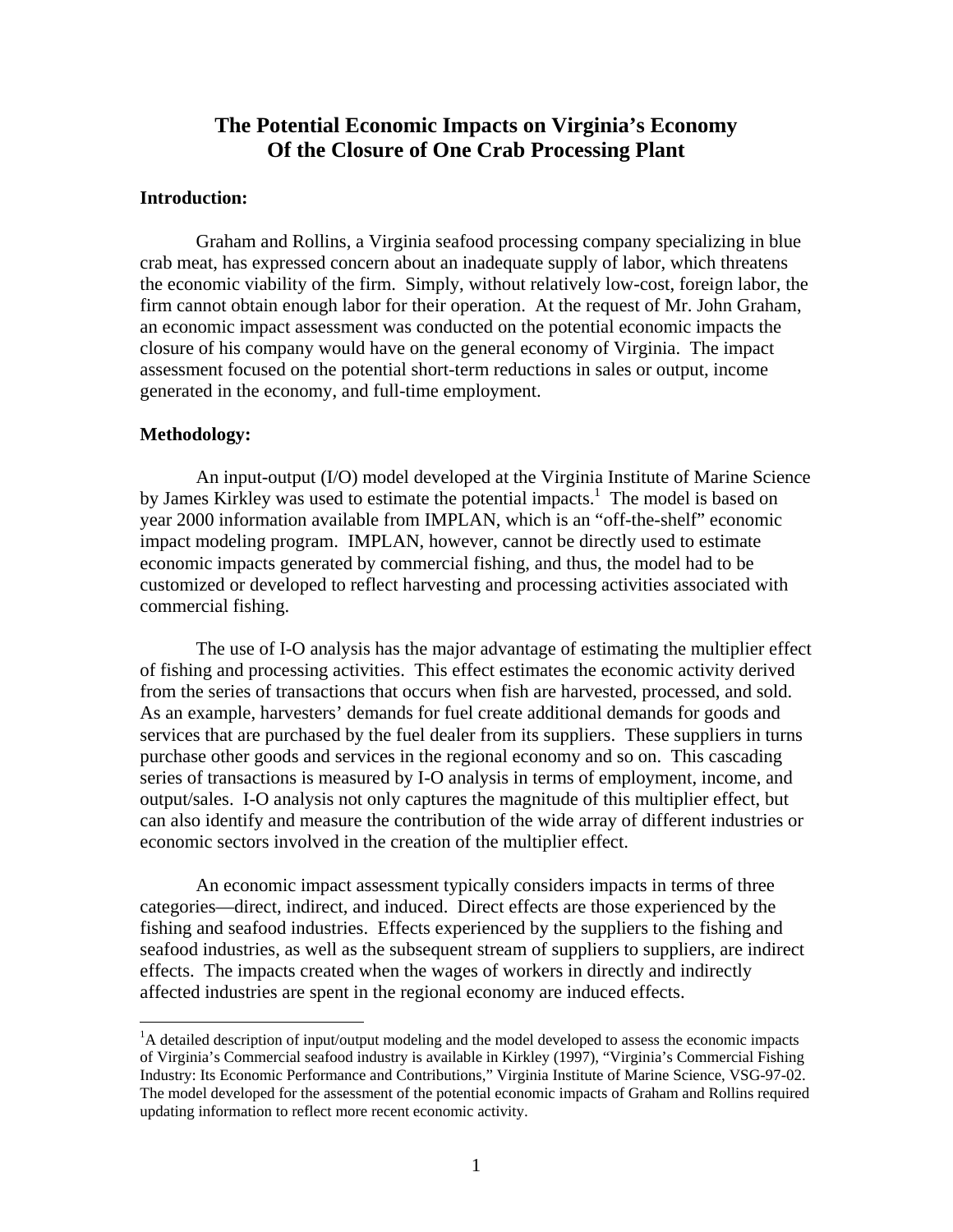# The Potential Economic Impacts on Virginia's Economy Of the Closure of One Crab Processing Plant

**Introduction:**

Graham and Rollins, a Virginia seafood processing company specializing in blue crab meat, has expressed concern about an inadequate supply of labor, which threatens the economic viability of the firm. Simply, without relatively low-cost, foreign labor, the firm cannot obtain enough labor for their operation. At the request of Mr. John Graham, an economic impact assessment was conducted on the potential economic impacts the closure of his company would have on the general economy of Virginia. The impact assessment focused on the potential short-term reductions in sales or output, income generated in the economy, and full-time employment.

**Methodology:**

An input-output (I/O) model developed at the Virginia Institute of Marine Science by James Kirkley was used to estimate the potential impacts.[1] The model is based on year 2000 information available from IMPLAN, which is an "off-the-shelf" economic impact modeling program. IMPLAN, however, cannot be directly used to estimate economic impacts generated by commercial fishing, and thus, the model had to be customized or developed to reflect harvesting and processing activities associated with commercial fishing.

The use of I-O analysis has the major advantage of estimating the multiplier effect of fishing and processing activities. This effect estimates the economic activity derived from the series of transactions that occurs when fish are harvested, processed, and sold. As an example, harvesters' demands for fuel create additional demands for goods and services that are purchased by the fuel dealer from its suppliers. These suppliers in turns purchase other goods and services in the regional economy and so on. This cascading series of transactions is measured by I-O analysis in terms of employment, income, and output/sales. I-O analysis not only captures the magnitude of this multiplier effect, but can also identify and measure the contribution of the wide array of different industries or economic sectors involved in the creation of the multiplier effect.

An economic impact assessment typically considers impacts in terms of three categories—direct, indirect, and induced. Direct effects are those experienced by the fishing and seafood industries. Effects experienced by the suppliers to the fishing and seafood industries, as well as the subsequent stream of suppliers to suppliers, are indirect effects. The impacts created when the wages of workers in directly and indirectly affected industries are spent in the regional economy are induced effects.

---

[1]A detailed description of input/output modeling and the model developed to assess the economic impacts of Virginia's Commercial seafood industry is available in Kirkley (1997), "Virginia's Commercial Fishing Industry: Its Economic Performance and Contributions," Virginia Institute of Marine Science, VSG-97-02. The model developed for the assessment of the potential economic impacts of Graham and Rollins required updating information to reflect more recent economic activity.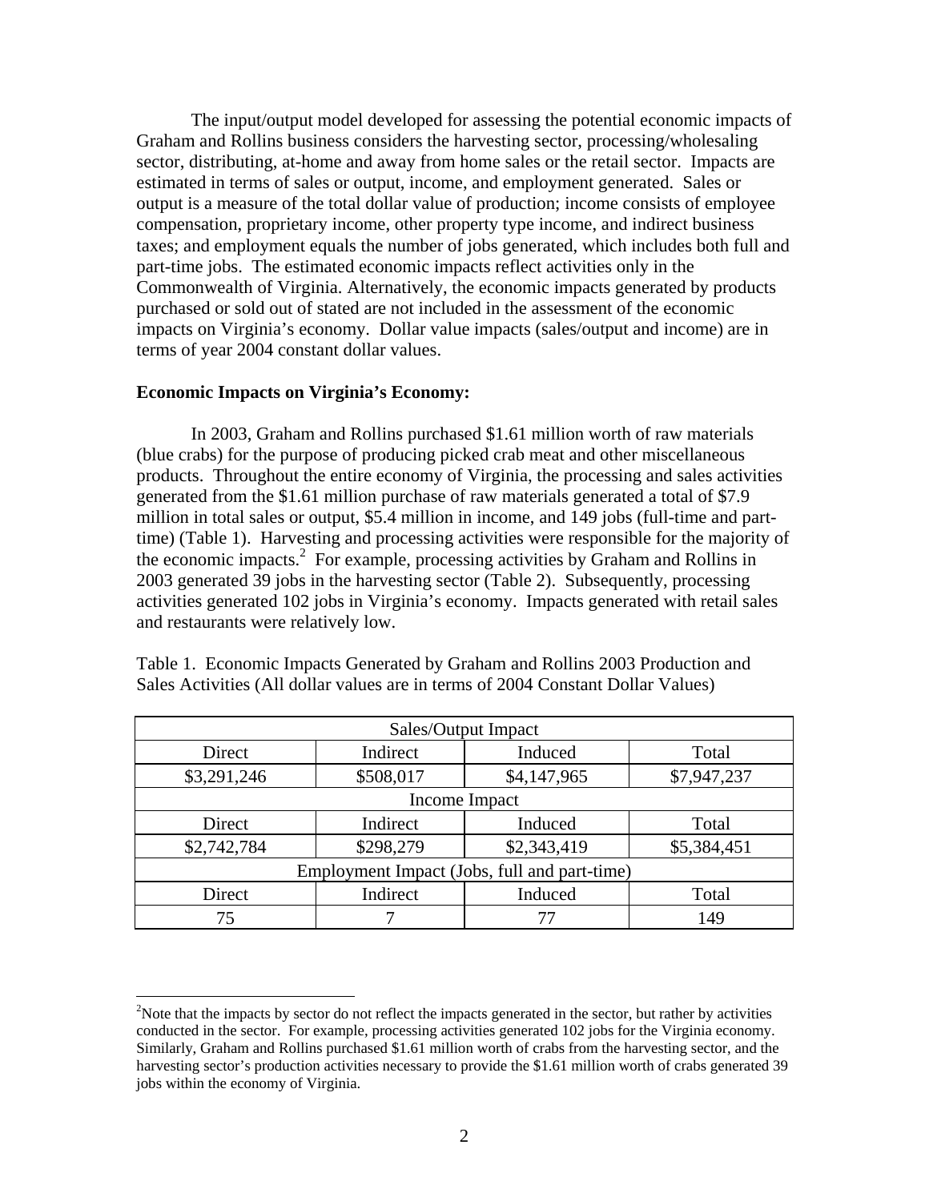The input/output model developed for assessing the potential economic impacts of Graham and Rollins business considers the harvesting sector, processing/wholesaling sector, distributing, at-home and away from home sales or the retail sector. Impacts are estimated in terms of sales or output, income, and employment generated. Sales or output is a measure of the total dollar value of production; income consists of employee compensation, proprietary income, other property type income, and indirect business taxes; and employment equals the number of jobs generated, which includes both full and part-time jobs. The estimated economic impacts reflect activities only in the Commonwealth of Virginia. Alternatively, the economic impacts generated by products purchased or sold out of stated are not included in the assessment of the economic impacts on Virginia's economy. Dollar value impacts (sales/output and income) are in terms of year 2004 constant dollar values.

**Economic Impacts on Virginia's Economy:**

In 2003, Graham and Rollins purchased \$1.61 million worth of raw materials (blue crabs) for the purpose of producing picked crab meat and other miscellaneous products. Throughout the entire economy of Virginia, the processing and sales activities generated from the \$1.61 million purchase of raw materials generated a total of \$7.9 million in total sales or output, \$5.4 million in income, and 149 jobs (full-time and part-time) (Table 1). Harvesting and processing activities were responsible for the majority of the economic impacts.[2] For example, processing activities by Graham and Rollins in 2003 generated 39 jobs in the harvesting sector (Table 2). Subsequently, processing activities generated 102 jobs in Virginia's economy. Impacts generated with retail sales and restaurants were relatively low.

Table 1. Economic Impacts Generated by Graham and Rollins 2003 Production and Sales Activities (All dollar values are in terms of 2004 Constant Dollar Values)

| Sales/Output Impact | | | |
|---|---|---|---|
| Direct | Indirect | Induced | Total |
| \$3,291,246 | \$508,017 | \$4,147,965 | \$7,947,237 |
| Income Impact | | | |
| Direct | Indirect | Induced | Total |
| \$2,742,784 | \$298,279 | \$2,343,419 | \$5,384,451 |
| Employment Impact (Jobs, full and part-time) | | | |
| Direct | Indirect | Induced | Total |
| 75 | 7 | 77 | 149 |

[2]Note that the impacts by sector do not reflect the impacts generated in the sector, but rather by activities conducted in the sector. For example, processing activities generated 102 jobs for the Virginia economy. Similarly, Graham and Rollins purchased \$1.61 million worth of crabs from the harvesting sector, and the harvesting sector's production activities necessary to provide the \$1.61 million worth of crabs generated 39 jobs within the economy of Virginia.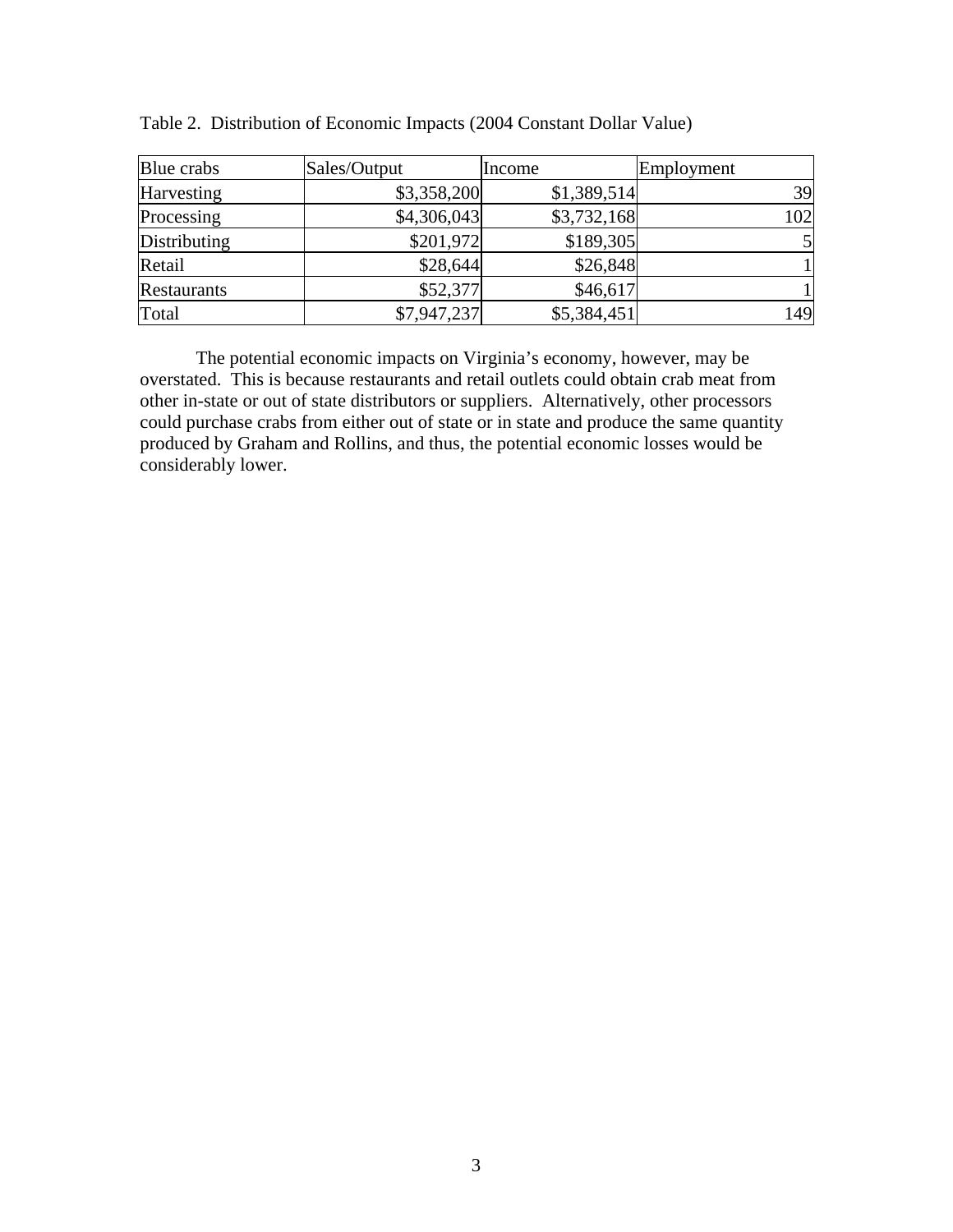Table 2. Distribution of Economic Impacts (2004 Constant Dollar Value)

| Blue crabs | Sales/Output | Income | Employment |
|---|---|---|---|
| Harvesting | $3,358,200 | $1,389,514 | 39 |
| Processing | $4,306,043 | $3,732,168 | 102 |
| Distributing | $201,972 | $189,305 | 5 |
| Retail | $28,644 | $26,848 | 1 |
| Restaurants | $52,377 | $46,617 | 1 |
| Total | $7,947,237 | $5,384,451 | 149 |

The potential economic impacts on Virginia's economy, however, may be overstated. This is because restaurants and retail outlets could obtain crab meat from other in-state or out of state distributors or suppliers. Alternatively, other processors could purchase crabs from either out of state or in state and produce the same quantity produced by Graham and Rollins, and thus, the potential economic losses would be considerably lower.